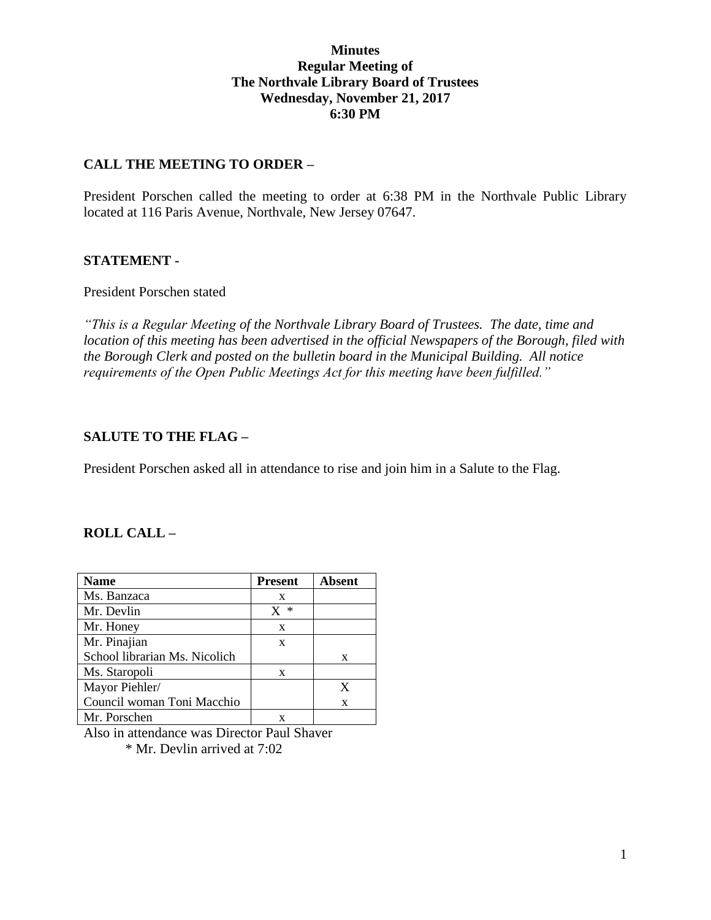# Minutes
## Regular Meeting of
## The Northvale Library Board of Trustees
## Wednesday, November 21, 2017
## 6:30 PM

### CALL THE MEETING TO ORDER –

President Porschen called the meeting to order at 6:38 PM in the Northvale Public Library located at 116 Paris Avenue, Northvale, New Jersey 07647.

### STATEMENT -

President Porschen stated

*"This is a Regular Meeting of the Northvale Library Board of Trustees. The date, time and location of this meeting has been advertised in the official Newspapers of the Borough, filed with the Borough Clerk and posted on the bulletin board in the Municipal Building. All notice requirements of the Open Public Meetings Act for this meeting have been fulfilled."*

### SALUTE TO THE FLAG –

President Porschen asked all in attendance to rise and join him in a Salute to the Flag.

### ROLL CALL –

| Name | Present | Absent |
|---|---|---|
| Ms. Banzaca | x | |
| Mr. Devlin | X * | |
| Mr. Honey | x | |
| Mr. Pinajian | x | |
| School librarian Ms. Nicolich | | x |
| Ms. Staropoli | x | |
| Mayor Piehler/ | | X |
| Council woman Toni Macchio | | x |
| Mr. Porschen | x | |

Also in attendance was Director Paul Shaver

\* Mr. Devlin arrived at 7:02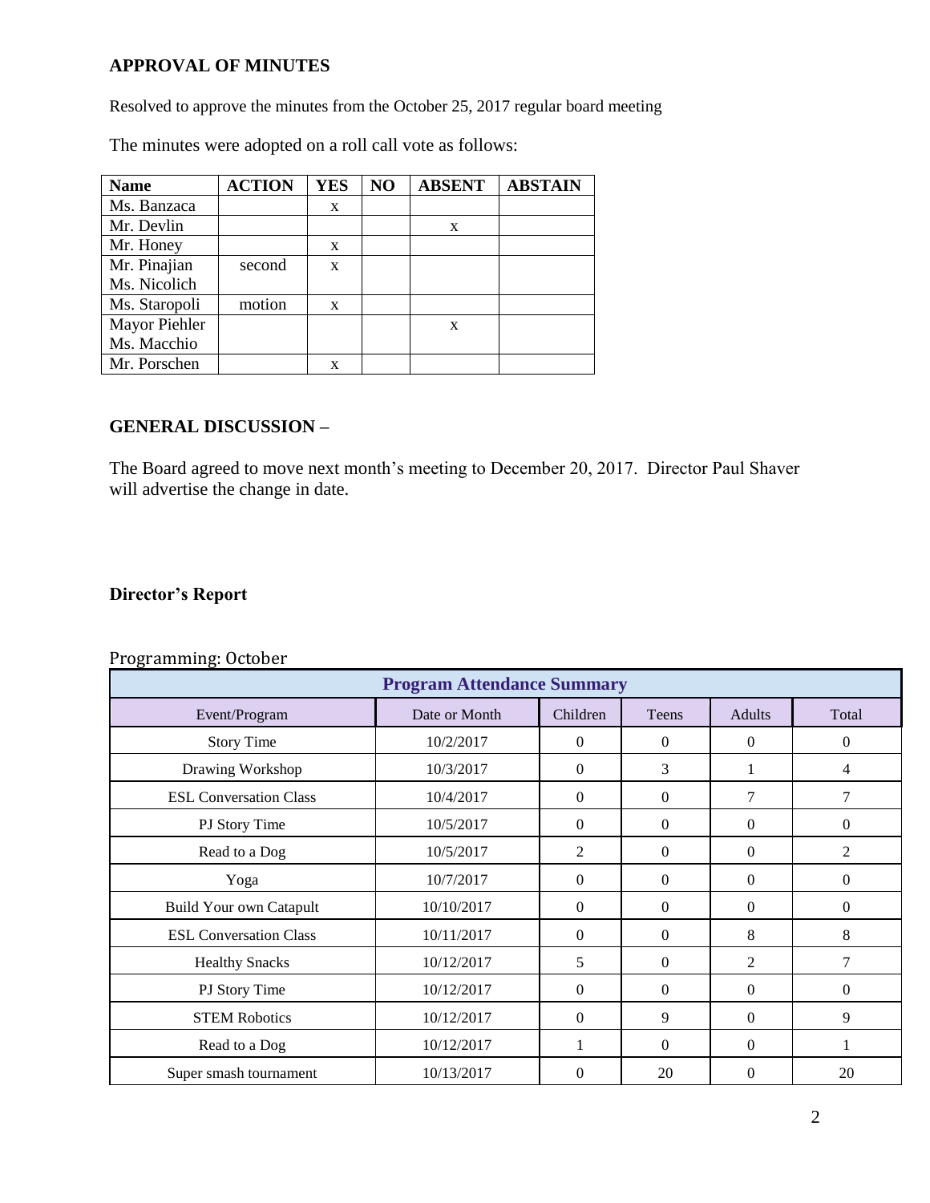**APPROVAL OF MINUTES**

Resolved to approve the minutes from the October 25, 2017 regular board meeting

The minutes were adopted on a roll call vote as follows:

| Name | ACTION | YES | NO | ABSENT | ABSTAIN |
|---|---|---|---|---|---|
| Ms. Banzaca | | x | | | |
| Mr. Devlin | | | | x | |
| Mr. Honey | | x | | | |
| Mr. Pinajian | second | x | | | |
| Ms. Nicolich | | | | | |
| Ms. Staropoli | motion | x | | | |
| Mayor Piehler | | | | x | |
| Ms. Macchio | | | | | |
| Mr. Porschen | | x | | | |

**GENERAL DISCUSSION –**

The Board agreed to move next month's meeting to December 20, 2017. Director Paul Shaver will advertise the change in date.

**Director's Report**

Programming: October

| Program Attendance Summary | | | | | |
|---|---|---|---|---|---|
| Event/Program | Date or Month | Children | Teens | Adults | Total |
| Story Time | 10/2/2017 | 0 | 0 | 0 | 0 |
| Drawing Workshop | 10/3/2017 | 0 | 3 | 1 | 4 |
| ESL Conversation Class | 10/4/2017 | 0 | 0 | 7 | 7 |
| PJ Story Time | 10/5/2017 | 0 | 0 | 0 | 0 |
| Read to a Dog | 10/5/2017 | 2 | 0 | 0 | 2 |
| Yoga | 10/7/2017 | 0 | 0 | 0 | 0 |
| Build Your own Catapult | 10/10/2017 | 0 | 0 | 0 | 0 |
| ESL Conversation Class | 10/11/2017 | 0 | 0 | 8 | 8 |
| Healthy Snacks | 10/12/2017 | 5 | 0 | 2 | 7 |
| PJ Story Time | 10/12/2017 | 0 | 0 | 0 | 0 |
| STEM Robotics | 10/12/2017 | 0 | 9 | 0 | 9 |
| Read to a Dog | 10/12/2017 | 1 | 0 | 0 | 1 |
| Super smash tournament | 10/13/2017 | 0 | 20 | 0 | 20 |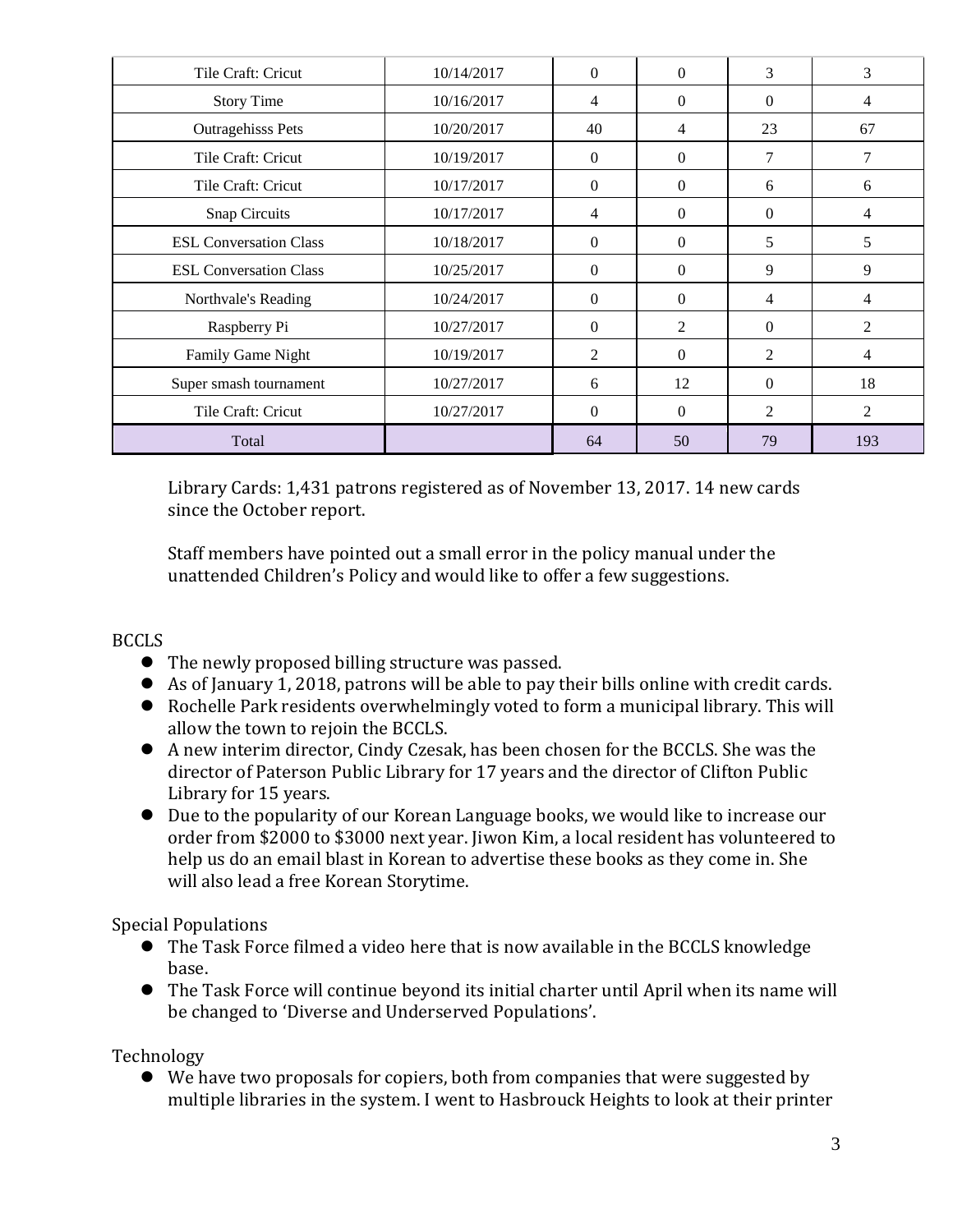| Tile Craft: Cricut | 10/14/2017 | 0 | 0 | 3 | 3 |
|---|---|---|---|---|---|
| Story Time | 10/16/2017 | 4 | 0 | 0 | 4 |
| Outragehisss Pets | 10/20/2017 | 40 | 4 | 23 | 67 |
| Tile Craft: Cricut | 10/19/2017 | 0 | 0 | 7 | 7 |
| Tile Craft: Cricut | 10/17/2017 | 0 | 0 | 6 | 6 |
| Snap Circuits | 10/17/2017 | 4 | 0 | 0 | 4 |
| ESL Conversation Class | 10/18/2017 | 0 | 0 | 5 | 5 |
| ESL Conversation Class | 10/25/2017 | 0 | 0 | 9 | 9 |
| Northvale's Reading | 10/24/2017 | 0 | 0 | 4 | 4 |
| Raspberry Pi | 10/27/2017 | 0 | 2 | 0 | 2 |
| Family Game Night | 10/19/2017 | 2 | 0 | 2 | 4 |
| Super smash tournament | 10/27/2017 | 6 | 12 | 0 | 18 |
| Tile Craft: Cricut | 10/27/2017 | 0 | 0 | 2 | 2 |
| Total | | 64 | 50 | 79 | 193 |

Library Cards: 1,431 patrons registered as of November 13, 2017. 14 new cards since the October report.

Staff members have pointed out a small error in the policy manual under the unattended Children's Policy and would like to offer a few suggestions.

BCCLS

- The newly proposed billing structure was passed.
- As of January 1, 2018, patrons will be able to pay their bills online with credit cards.
- Rochelle Park residents overwhelmingly voted to form a municipal library. This will allow the town to rejoin the BCCLS.
- A new interim director, Cindy Czesak, has been chosen for the BCCLS. She was the director of Paterson Public Library for 17 years and the director of Clifton Public Library for 15 years.
- Due to the popularity of our Korean Language books, we would like to increase our order from $2000 to $3000 next year. Jiwon Kim, a local resident has volunteered to help us do an email blast in Korean to advertise these books as they come in. She will also lead a free Korean Storytime.

Special Populations

- The Task Force filmed a video here that is now available in the BCCLS knowledge base.
- The Task Force will continue beyond its initial charter until April when its name will be changed to 'Diverse and Underserved Populations'.

Technology

- We have two proposals for copiers, both from companies that were suggested by multiple libraries in the system. I went to Hasbrouck Heights to look at their printer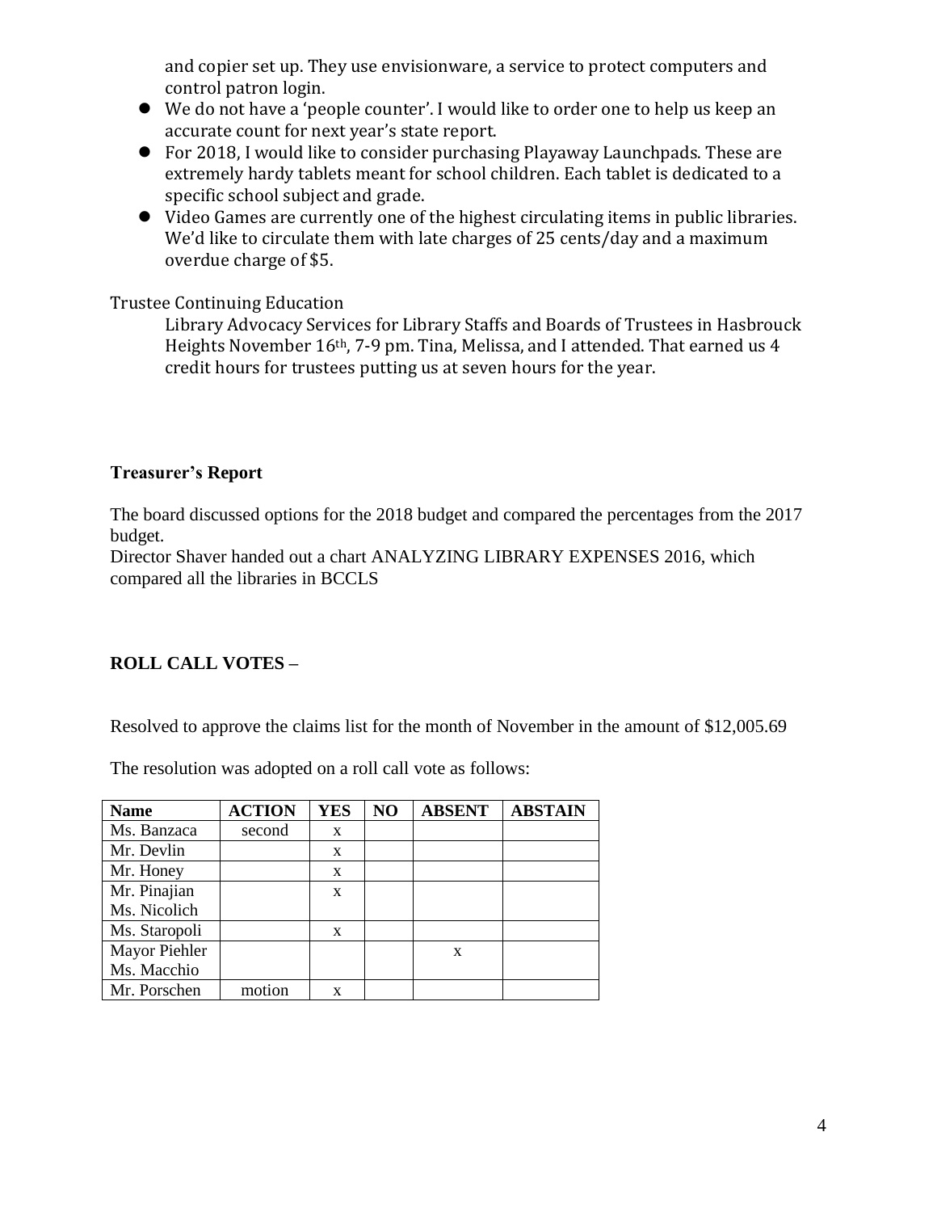and copier set up. They use envisionware, a service to protect computers and control patron login.

- We do not have a 'people counter'. I would like to order one to help us keep an accurate count for next year's state report.
- For 2018, I would like to consider purchasing Playaway Launchpads. These are extremely hardy tablets meant for school children. Each tablet is dedicated to a specific school subject and grade.
- Video Games are currently one of the highest circulating items in public libraries. We'd like to circulate them with late charges of 25 cents/day and a maximum overdue charge of $5.

Trustee Continuing Education

Library Advocacy Services for Library Staffs and Boards of Trustees in Hasbrouck Heights November 16th, 7-9 pm. Tina, Melissa, and I attended. That earned us 4 credit hours for trustees putting us at seven hours for the year.

**Treasurer's Report**

The board discussed options for the 2018 budget and compared the percentages from the 2017 budget.

Director Shaver handed out a chart ANALYZING LIBRARY EXPENSES 2016, which compared all the libraries in BCCLS

**ROLL CALL VOTES –**

Resolved to approve the claims list for the month of November in the amount of $12,005.69

The resolution was adopted on a roll call vote as follows:

| Name | ACTION | YES | NO | ABSENT | ABSTAIN |
|---|---|---|---|---|---|
| Ms. Banzaca | second | x | | | |
| Mr. Devlin | | x | | | |
| Mr. Honey | | x | | | |
| Mr. Pinajian<br>Ms. Nicolich | | x | | | |
| Ms. Staropoli | | x | | | |
| Mayor Piehler<br>Ms. Macchio | | | | x | |
| Mr. Porschen | motion | x | | | |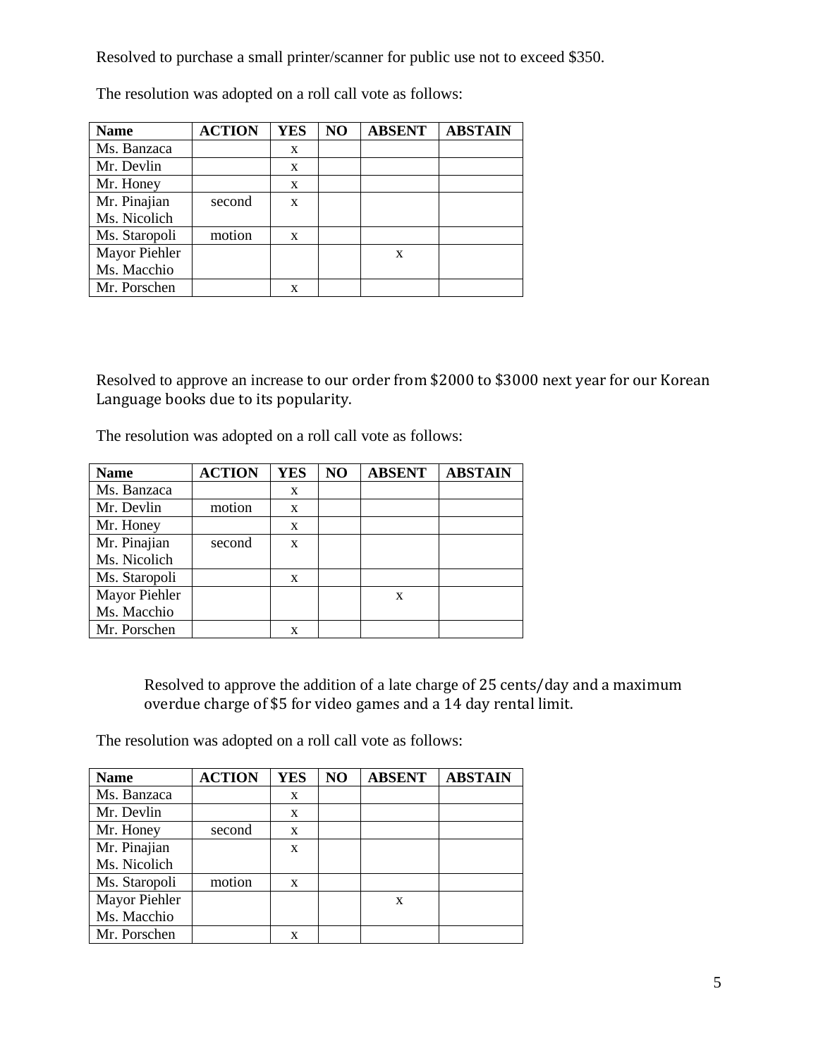Resolved to purchase a small printer/scanner for public use not to exceed $350.

The resolution was adopted on a roll call vote as follows:

| Name | ACTION | YES | NO | ABSENT | ABSTAIN |
|---|---|---|---|---|---|
| Ms. Banzaca | | x | | | |
| Mr. Devlin | | x | | | |
| Mr. Honey | | x | | | |
| Mr. Pinajian | second | x | | | |
| Ms. Nicolich | | | | | |
| Ms. Staropoli | motion | x | | | |
| Mayor Piehler | | | | x | |
| Ms. Macchio | | | | | |
| Mr. Porschen | | x | | | |

Resolved to approve an increase to our order from $2000 to $3000 next year for our Korean Language books due to its popularity.

The resolution was adopted on a roll call vote as follows:

| Name | ACTION | YES | NO | ABSENT | ABSTAIN |
|---|---|---|---|---|---|
| Ms. Banzaca | | x | | | |
| Mr. Devlin | motion | x | | | |
| Mr. Honey | | x | | | |
| Mr. Pinajian | second | x | | | |
| Ms. Nicolich | | | | | |
| Ms. Staropoli | | x | | | |
| Mayor Piehler | | | | x | |
| Ms. Macchio | | | | | |
| Mr. Porschen | | x | | | |

Resolved to approve the addition of a late charge of 25 cents/day and a maximum overdue charge of $5 for video games and a 14 day rental limit.

The resolution was adopted on a roll call vote as follows:

| Name | ACTION | YES | NO | ABSENT | ABSTAIN |
|---|---|---|---|---|---|
| Ms. Banzaca | | x | | | |
| Mr. Devlin | | x | | | |
| Mr. Honey | second | x | | | |
| Mr. Pinajian | | x | | | |
| Ms. Nicolich | | | | | |
| Ms. Staropoli | motion | x | | | |
| Mayor Piehler | | | | x | |
| Ms. Macchio | | | | | |
| Mr. Porschen | | x | | | |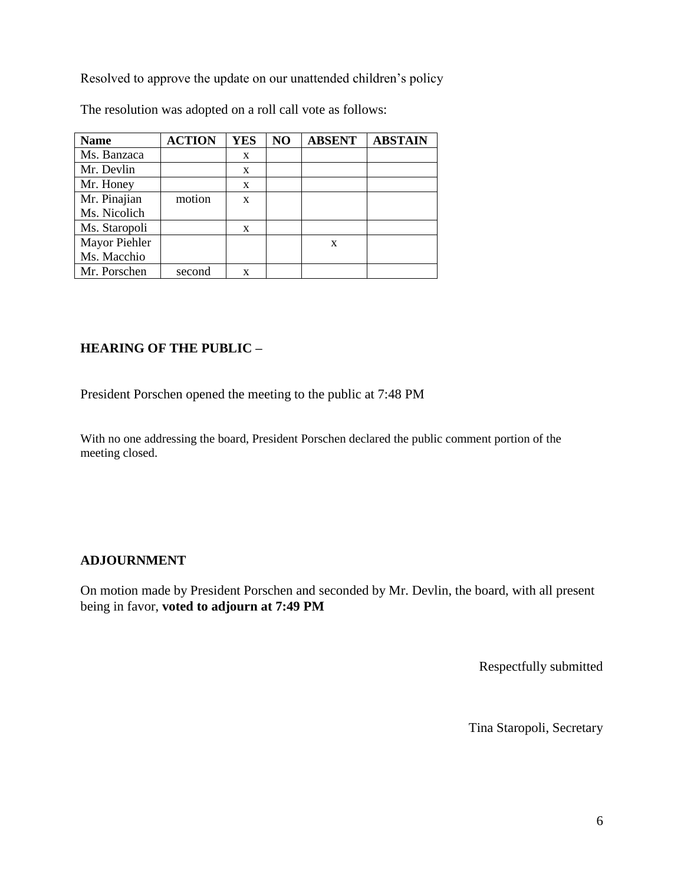Resolved to approve the update on our unattended children's policy

The resolution was adopted on a roll call vote as follows:

| Name | ACTION | YES | NO | ABSENT | ABSTAIN |
|---|---|---|---|---|---|
| Ms. Banzaca | | x | | | |
| Mr. Devlin | | x | | | |
| Mr. Honey | | x | | | |
| Mr. Pinajian | motion | x | | | |
| Ms. Nicolich | | | | | |
| Ms. Staropoli | | x | | | |
| Mayor Piehler | | | | x | |
| Ms. Macchio | | | | | |
| Mr. Porschen | second | x | | | |

**HEARING OF THE PUBLIC –**

President Porschen opened the meeting to the public at 7:48 PM

With no one addressing the board, President Porschen declared the public comment portion of the meeting closed.

**ADJOURNMENT**

On motion made by President Porschen and seconded by Mr. Devlin, the board, with all present being in favor, **voted to adjourn at 7:49 PM**

Respectfully submitted

Tina Staropoli, Secretary